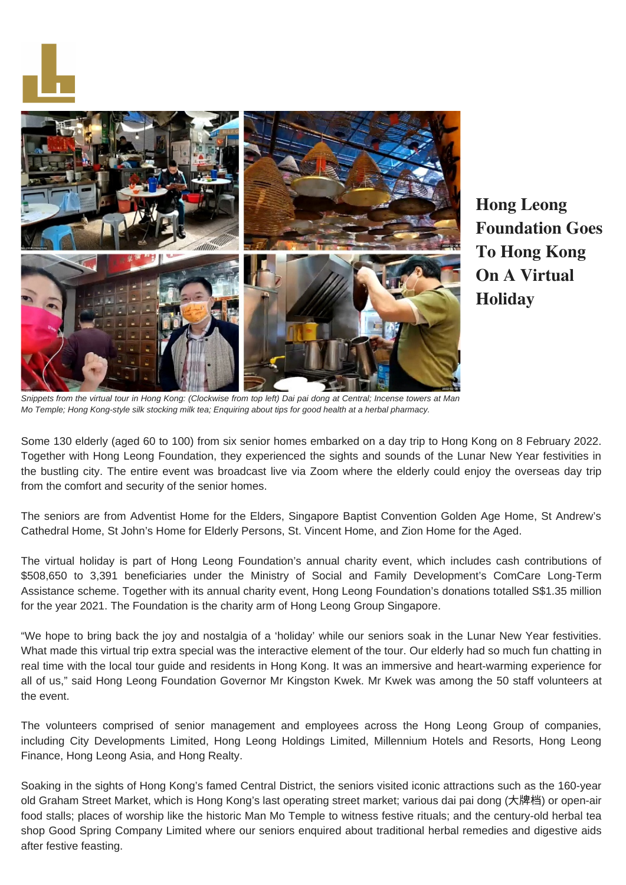# Hong Leong Foundation Goes To Hong Kong On A Virtual Holiday

*Snippets from the virtual tour in Hong Kong: (Clockwise from top left) Dai pai dong at Central; Incense towers at Man Mo Temple; Hong Kong-style silk stocking milk tea; Enquiring about tips for good health at a herbal pharmacy.*

Some 130 elderly (aged 60 to 100) from six senior homes embarked on a day trip to Hong Kong on 8 February 2022. Together with Hong Leong Foundation, they experienced the sights and sounds of the Lunar New Year festivities in the bustling city. The entire event was broadcast live via Zoom where the elderly could enjoy the overseas day trip from the comfort and security of the senior homes.

The seniors are from Adventist Home for the Elders, Singapore Baptist Convention Golden Age Home, St Andrew's Cathedral Home, St John's Home for Elderly Persons, St. Vincent Home, and Zion Home for the Aged.

The virtual holiday is part of Hong Leong Foundation's annual charity event, which includes cash contributions of $508,650 to 3,391 beneficiaries under the Ministry of Social and Family Development's ComCare Long-Term Assistance scheme. Together with its annual charity event, Hong Leong Foundation's donations totalled S$1.35 million for the year 2021. The Foundation is the charity arm of Hong Leong Group Singapore.

"We hope to bring back the joy and nostalgia of a 'holiday' while our seniors soak in the Lunar New Year festivities. What made this virtual trip extra special was the interactive element of the tour. Our elderly had so much fun chatting in real time with the local tour guide and residents in Hong Kong. It was an immersive and heart-warming experience for all of us," said Hong Leong Foundation Governor Mr Kingston Kwek. Mr Kwek was among the 50 staff volunteers at the event.

The volunteers comprised of senior management and employees across the Hong Leong Group of companies, including City Developments Limited, Hong Leong Holdings Limited, Millennium Hotels and Resorts, Hong Leong Finance, Hong Leong Asia, and Hong Realty.

Soaking in the sights of Hong Kong's famed Central District, the seniors visited iconic attractions such as the 160-year old Graham Street Market, which is Hong Kong's last operating street market; various dai pai dong (大牌档) or open-air food stalls; places of worship like the historic Man Mo Temple to witness festive rituals; and the century-old herbal tea shop Good Spring Company Limited where our seniors enquired about traditional herbal remedies and digestive aids after festive feasting.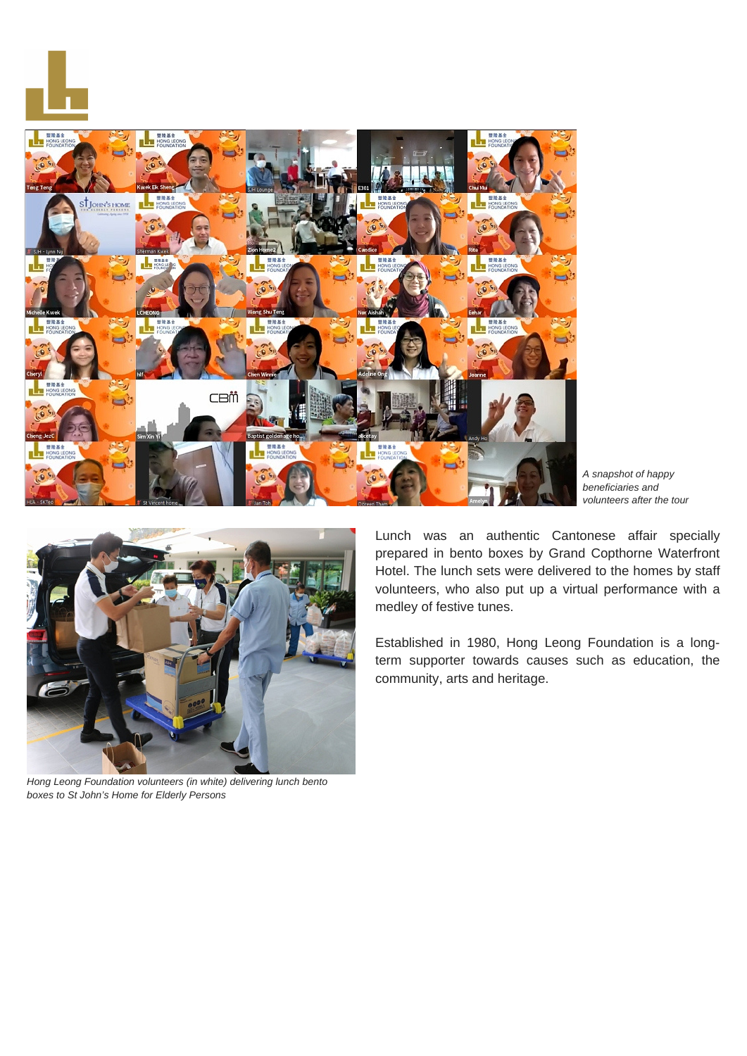A snapshot of happy beneficiaries and volunteers after the tour

Lunch was an authentic Cantonese affair specially prepared in bento boxes by Grand Copthorne Waterfront Hotel. The lunch sets were delivered to the homes by staff volunteers, who also put up a virtual performance with a medley of festive tunes.

Established in 1980, Hong Leong Foundation is a long-term supporter towards causes such as education, the community, arts and heritage.

*Hong Leong Foundation volunteers (in white) delivering lunch bento boxes to St John's Home for Elderly Persons*